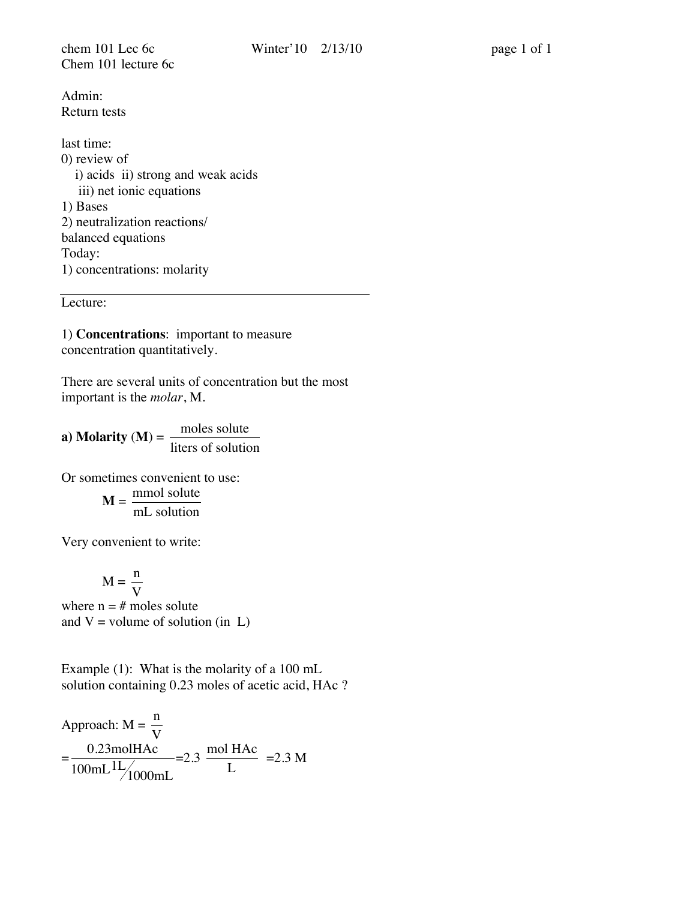chem 101 Lec 6c Winter'10 2/13/10

Chem 101 lecture 6c

Admin:
Return tests

last time:
0) review of
   i) acids ii) strong and weak acids
   iii) net ionic equations
1) Bases
2) neutralization reactions/
balanced equations

Today:
1) concentrations: molarity

---

Lecture:

1) **Concentrations**: important to measure concentration quantitatively.

There are several units of concentration but the most important is the *molar*, M.

**a) Molarity** (**M**) = $\dfrac{\text{moles solute}}{\text{liters of solution}}$

Or sometimes convenient to use:

$$\mathbf{M} = \frac{\text{mmol solute}}{\text{mL solution}}$$

Very convenient to write:

$$\text{M} = \frac{n}{V}$$

where n = # moles solute
and V = volume of solution (in L)

Example (1): What is the molarity of a 100 mL solution containing 0.23 moles of acetic acid, HAc ?

Approach: $\text{M} = \dfrac{n}{V}$

$$= \frac{0.23\text{molHAc}}{100\text{mL}\,{}^{1\text{L}}\!/_{1000\text{mL}}} = 2.3\ \frac{\text{mol HAc}}{\text{L}} = 2.3\ \text{M}$$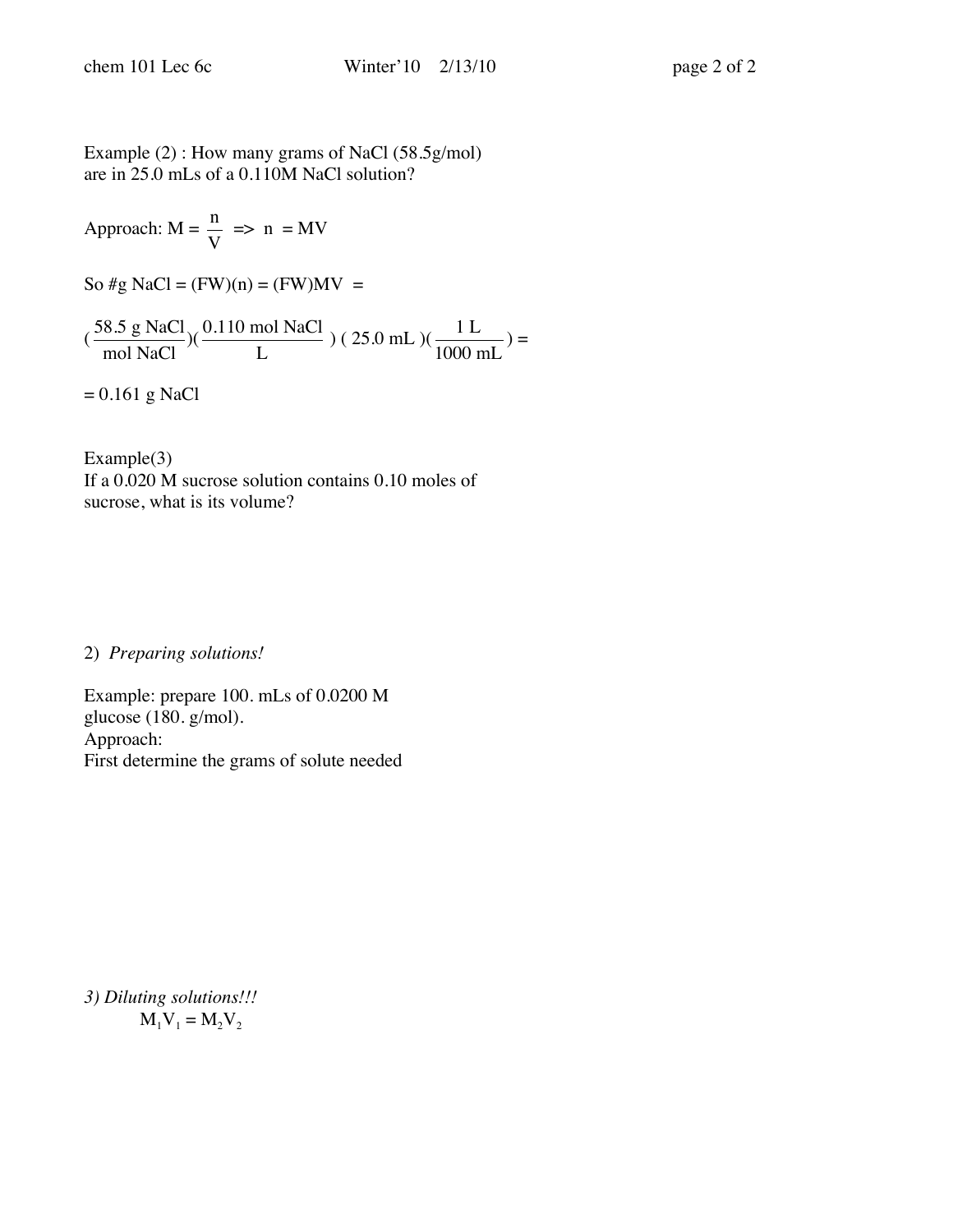Example (2) : How many grams of NaCl (58.5g/mol) are in 25.0 mLs of a 0.110M NaCl solution?

Approach: $M = \frac{n}{V} \Rightarrow n = MV$

So #g NaCl = (FW)(n) = (FW)MV =

$$\left(\frac{58.5 \text{ g NaCl}}{\text{mol NaCl}}\right)\left(\frac{0.110 \text{ mol NaCl}}{\text{L}}\right)(25.0 \text{ mL})\left(\frac{1 \text{ L}}{1000 \text{ mL}}\right) =$$

= 0.161 g NaCl

Example(3)
If a 0.020 M sucrose solution contains 0.10 moles of sucrose, what is its volume?

2) *Preparing solutions!*

Example: prepare 100. mLs of 0.0200 M glucose (180. g/mol).
Approach:
First determine the grams of solute needed

*3) Diluting solutions!!!*

$$M_1V_1 = M_2V_2$$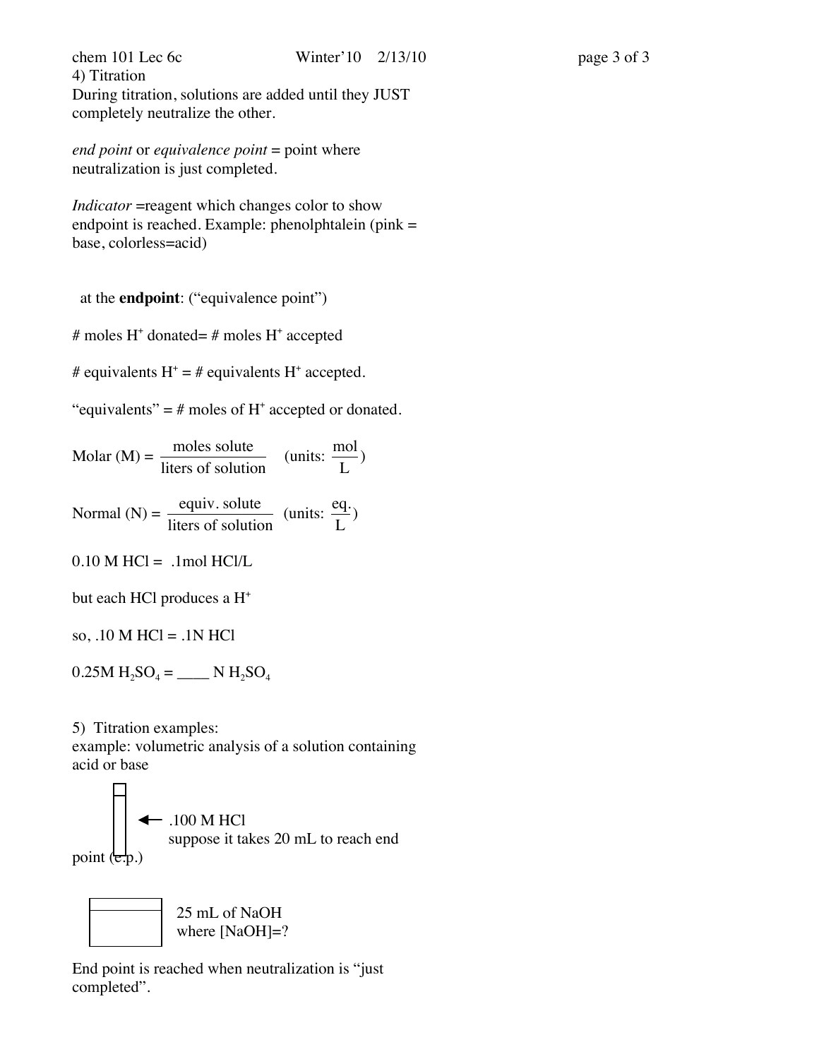4) Titration

During titration, solutions are added until they JUST completely neutralize the other.

*end point* or *equivalence point* = point where neutralization is just completed.

*Indicator* =reagent which changes color to show endpoint is reached. Example: phenolphtalein (pink = base, colorless=acid)

at the **endpoint**: ("equivalence point")

# moles $H^+$ donated= # moles $H^+$ accepted

# equivalents $H^+$ = # equivalents $H^+$ accepted.

"equivalents" = # moles of $H^+$ accepted or donated.

$$\text{Molar (M)} = \frac{\text{moles solute}}{\text{liters of solution}} \quad \left(\text{units: } \frac{\text{mol}}{\text{L}}\right)$$

$$\text{Normal (N)} = \frac{\text{equiv. solute}}{\text{liters of solution}} \quad \left(\text{units: } \frac{\text{eq.}}{\text{L}}\right)$$

0.10 M HCl = .1mol HCl/L

but each HCl produces a $H^+$

so, .10 M HCl = .1N HCl

0.25M $H_2SO_4$ = ____ N $H_2SO_4$

5) Titration examples:

example: volumetric analysis of a solution containing acid or base

← .100 M HCl
suppose it takes 20 mL to reach end point (e.p.)

25 mL of NaOH
where [NaOH]=?

End point is reached when neutralization is "just completed".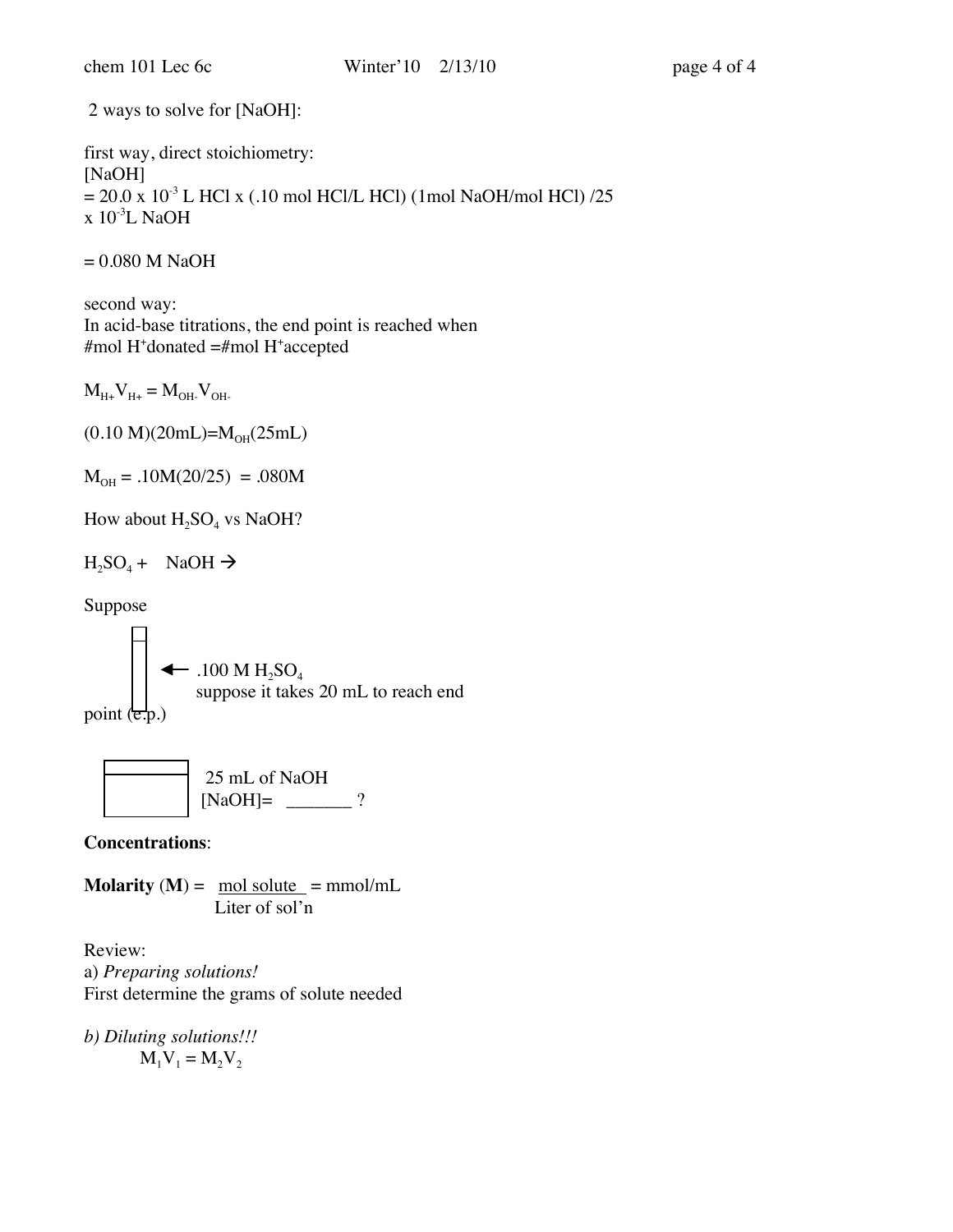2 ways to solve for [NaOH]:

first way, direct stoichiometry:
[NaOH]
$= 20.0 \times 10^{-3}$ L HCl x (.10 mol HCl/L HCl) (1mol NaOH/mol HCl) /25 $\times 10^{-3}$L NaOH

= 0.080 M NaOH

second way:
In acid-base titrations, the end point is reached when
#mol $H^+$donated =#mol $H^+$accepted

$M_{H+}V_{H+} = M_{OH-}V_{OH-}$

$(0.10 \text{ M})(20\text{mL}) = M_{OH}(25\text{mL})$

$M_{OH} = .10\text{M}(20/25) = .080\text{M}$

How about $H_2SO_4$ vs NaOH?

$H_2SO_4$ + NaOH →

Suppose

← .100 M $H_2SO_4$
suppose it takes 20 mL to reach end point (e.p.)

25 mL of NaOH
[NaOH]= _______ ?

**Concentrations**:

**Molarity** (**M**) = mol solute / Liter of sol'n = mmol/mL

Review:
a) *Preparing solutions!*
First determine the grams of solute needed

*b) Diluting solutions!!!*

$M_1V_1 = M_2V_2$